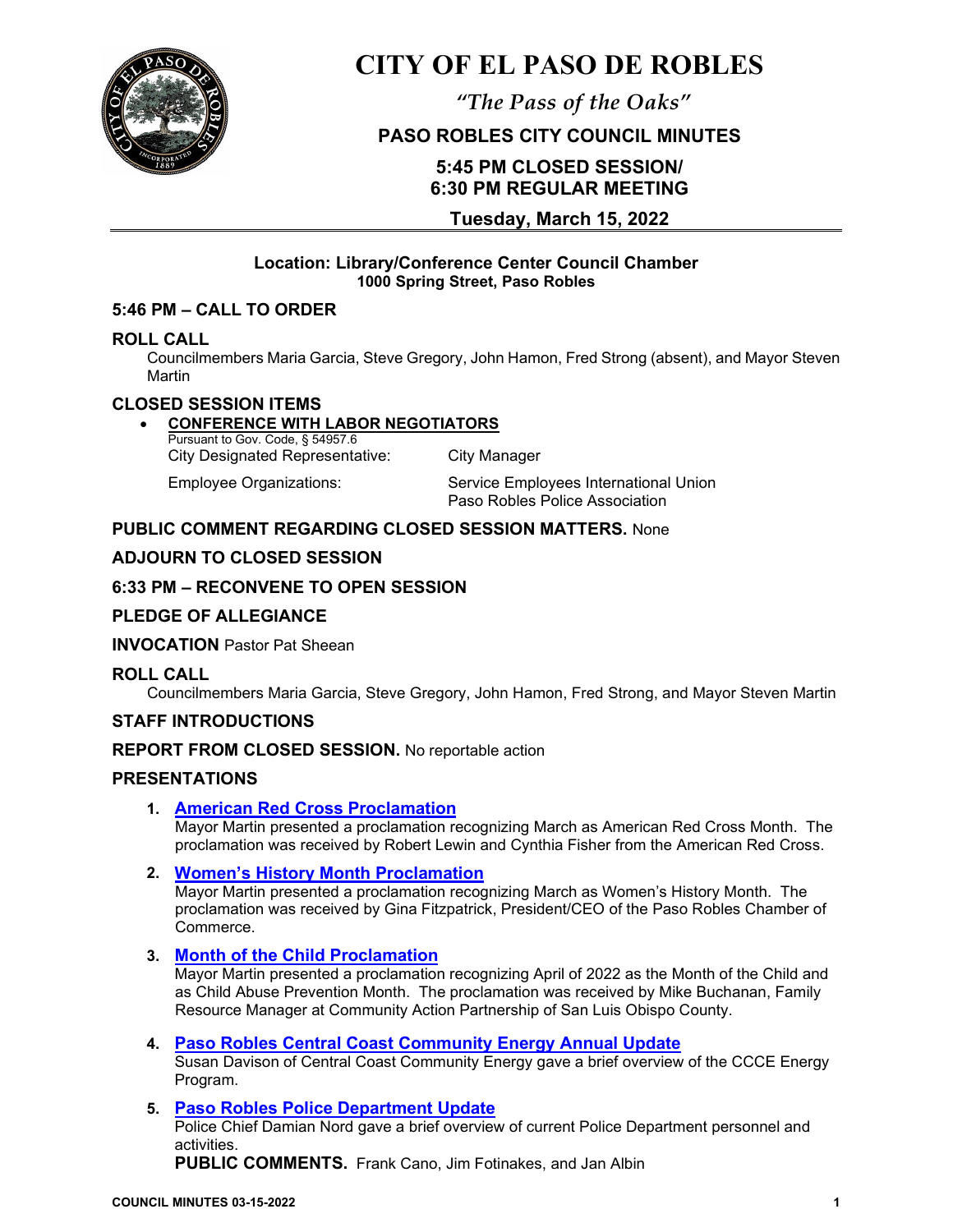# CITY OF EL PASO DE ROBLES

*"The Pass of the Oaks"*

## PASO ROBLES CITY COUNCIL MINUTES

### 5:45 PM CLOSED SESSION/ 6:30 PM REGULAR MEETING

### Tuesday, March 15, 2022

**Location: Library/Conference Center Council Chamber**
**1000 Spring Street, Paso Robles**

## 5:46 PM – CALL TO ORDER

## ROLL CALL

Councilmembers Maria Garcia, Steve Gregory, John Hamon, Fred Strong (absent), and Mayor Steven Martin

## CLOSED SESSION ITEMS

- **CONFERENCE WITH LABOR NEGOTIATORS**
  Pursuant to Gov. Code, § 54957.6
  City Designated Representative: City Manager

  Employee Organizations: Service Employees International Union
  Paso Robles Police Association

**PUBLIC COMMENT REGARDING CLOSED SESSION MATTERS.** None

## ADJOURN TO CLOSED SESSION

## 6:33 PM – RECONVENE TO OPEN SESSION

## PLEDGE OF ALLEGIANCE

**INVOCATION** Pastor Pat Sheean

## ROLL CALL

Councilmembers Maria Garcia, Steve Gregory, John Hamon, Fred Strong, and Mayor Steven Martin

## STAFF INTRODUCTIONS

**REPORT FROM CLOSED SESSION.** No reportable action

## PRESENTATIONS

1. **American Red Cross Proclamation**
   Mayor Martin presented a proclamation recognizing March as American Red Cross Month. The proclamation was received by Robert Lewin and Cynthia Fisher from the American Red Cross.

2. **Women's History Month Proclamation**
   Mayor Martin presented a proclamation recognizing March as Women's History Month. The proclamation was received by Gina Fitzpatrick, President/CEO of the Paso Robles Chamber of Commerce.

3. **Month of the Child Proclamation**
   Mayor Martin presented a proclamation recognizing April of 2022 as the Month of the Child and as Child Abuse Prevention Month. The proclamation was received by Mike Buchanan, Family Resource Manager at Community Action Partnership of San Luis Obispo County.

4. **Paso Robles Central Coast Community Energy Annual Update**
   Susan Davison of Central Coast Community Energy gave a brief overview of the CCCE Energy Program.

5. **Paso Robles Police Department Update**
   Police Chief Damian Nord gave a brief overview of current Police Department personnel and activities.
   **PUBLIC COMMENTS.** Frank Cano, Jim Fotinakes, and Jan Albin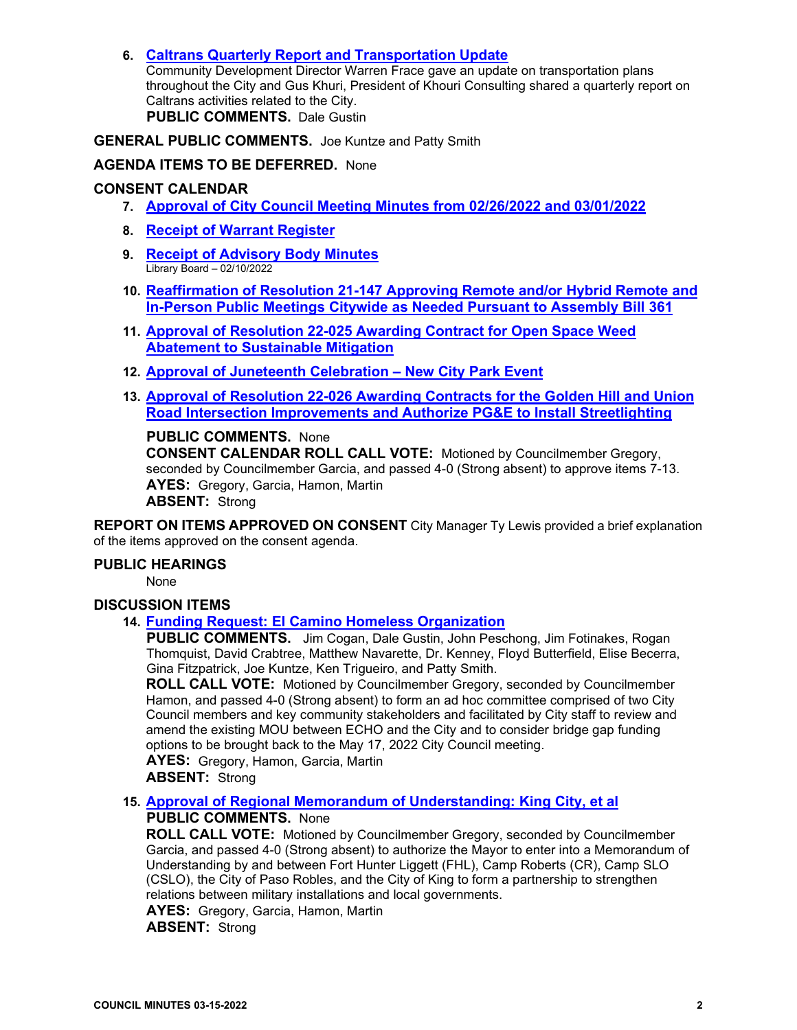6. **Caltrans Quarterly Report and Transportation Update**
   Community Development Director Warren Frace gave an update on transportation plans throughout the City and Gus Khuri, President of Khouri Consulting shared a quarterly report on Caltrans activities related to the City.
   **PUBLIC COMMENTS.** Dale Gustin

**GENERAL PUBLIC COMMENTS.** Joe Kuntze and Patty Smith

**AGENDA ITEMS TO BE DEFERRED.** None

**CONSENT CALENDAR**

7. **Approval of City Council Meeting Minutes from 02/26/2022 and 03/01/2022**
8. **Receipt of Warrant Register**
9. **Receipt of Advisory Body Minutes**
   Library Board – 02/10/2022
10. **Reaffirmation of Resolution 21-147 Approving Remote and/or Hybrid Remote and In-Person Public Meetings Citywide as Needed Pursuant to Assembly Bill 361**
11. **Approval of Resolution 22-025 Awarding Contract for Open Space Weed Abatement to Sustainable Mitigation**
12. **Approval of Juneteenth Celebration – New City Park Event**
13. **Approval of Resolution 22-026 Awarding Contracts for the Golden Hill and Union Road Intersection Improvements and Authorize PG&E to Install Streetlighting**

   **PUBLIC COMMENTS.** None
   **CONSENT CALENDAR ROLL CALL VOTE:** Motioned by Councilmember Gregory, seconded by Councilmember Garcia, and passed 4-0 (Strong absent) to approve items 7-13.
   **AYES:** Gregory, Garcia, Hamon, Martin
   **ABSENT:** Strong

**REPORT ON ITEMS APPROVED ON CONSENT** City Manager Ty Lewis provided a brief explanation of the items approved on the consent agenda.

**PUBLIC HEARINGS**

None

**DISCUSSION ITEMS**

14. **Funding Request: El Camino Homeless Organization**
    **PUBLIC COMMENTS.** Jim Cogan, Dale Gustin, John Peschong, Jim Fotinakes, Rogan Thomquist, David Crabtree, Matthew Navarette, Dr. Kenney, Floyd Butterfield, Elise Becerra, Gina Fitzpatrick, Joe Kuntze, Ken Trigueiro, and Patty Smith.
    **ROLL CALL VOTE:** Motioned by Councilmember Gregory, seconded by Councilmember Hamon, and passed 4-0 (Strong absent) to form an ad hoc committee comprised of two City Council members and key community stakeholders and facilitated by City staff to review and amend the existing MOU between ECHO and the City and to consider bridge gap funding options to be brought back to the May 17, 2022 City Council meeting.
    **AYES:** Gregory, Hamon, Garcia, Martin
    **ABSENT:** Strong

15. **Approval of Regional Memorandum of Understanding: King City, et al**
    **PUBLIC COMMENTS.** None
    **ROLL CALL VOTE:** Motioned by Councilmember Gregory, seconded by Councilmember Garcia, and passed 4-0 (Strong absent) to authorize the Mayor to enter into a Memorandum of Understanding by and between Fort Hunter Liggett (FHL), Camp Roberts (CR), Camp SLO (CSLO), the City of Paso Robles, and the City of King to form a partnership to strengthen relations between military installations and local governments.
    **AYES:** Gregory, Garcia, Hamon, Martin
    **ABSENT:** Strong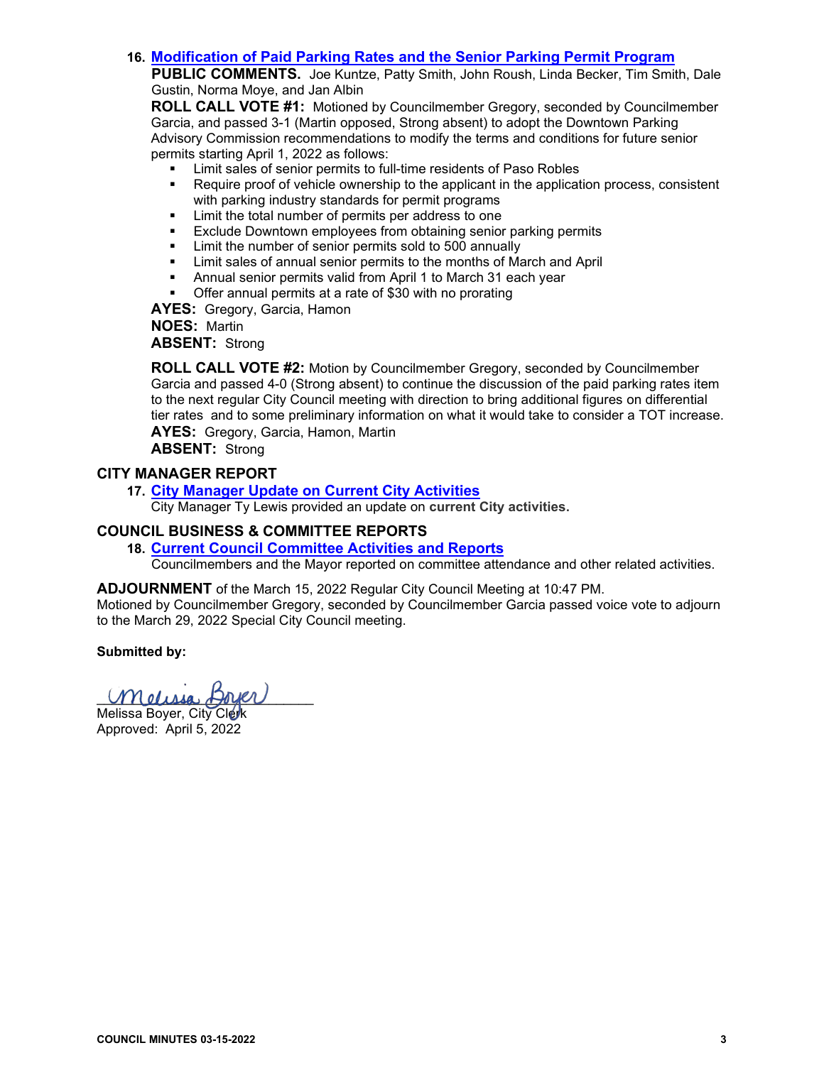16. **Modification of Paid Parking Rates and the Senior Parking Permit Program**

**PUBLIC COMMENTS.** Joe Kuntze, Patty Smith, John Roush, Linda Becker, Tim Smith, Dale Gustin, Norma Moye, and Jan Albin

**ROLL CALL VOTE #1:** Motioned by Councilmember Gregory, seconded by Councilmember Garcia, and passed 3-1 (Martin opposed, Strong absent) to adopt the Downtown Parking Advisory Commission recommendations to modify the terms and conditions for future senior permits starting April 1, 2022 as follows:

- Limit sales of senior permits to full-time residents of Paso Robles
- Require proof of vehicle ownership to the applicant in the application process, consistent with parking industry standards for permit programs
- Limit the total number of permits per address to one
- Exclude Downtown employees from obtaining senior parking permits
- Limit the number of senior permits sold to 500 annually
- Limit sales of annual senior permits to the months of March and April
- Annual senior permits valid from April 1 to March 31 each year
- Offer annual permits at a rate of $30 with no prorating

**AYES:** Gregory, Garcia, Hamon
**NOES:** Martin
**ABSENT:** Strong

**ROLL CALL VOTE #2:** Motion by Councilmember Gregory, seconded by Councilmember Garcia and passed 4-0 (Strong absent) to continue the discussion of the paid parking rates item to the next regular City Council meeting with direction to bring additional figures on differential tier rates and to some preliminary information on what it would take to consider a TOT increase.

**AYES:** Gregory, Garcia, Hamon, Martin
**ABSENT:** Strong

## CITY MANAGER REPORT

17. **City Manager Update on Current City Activities**

City Manager Ty Lewis provided an update on **current City activities.**

## COUNCIL BUSINESS & COMMITTEE REPORTS

18. **Current Council Committee Activities and Reports**

Councilmembers and the Mayor reported on committee attendance and other related activities.

**ADJOURNMENT** of the March 15, 2022 Regular City Council Meeting at 10:47 PM.
Motioned by Councilmember Gregory, seconded by Councilmember Garcia passed voice vote to adjourn to the March 29, 2022 Special City Council meeting.

**Submitted by:**

Melissa Boyer, City Clerk
Approved: April 5, 2022